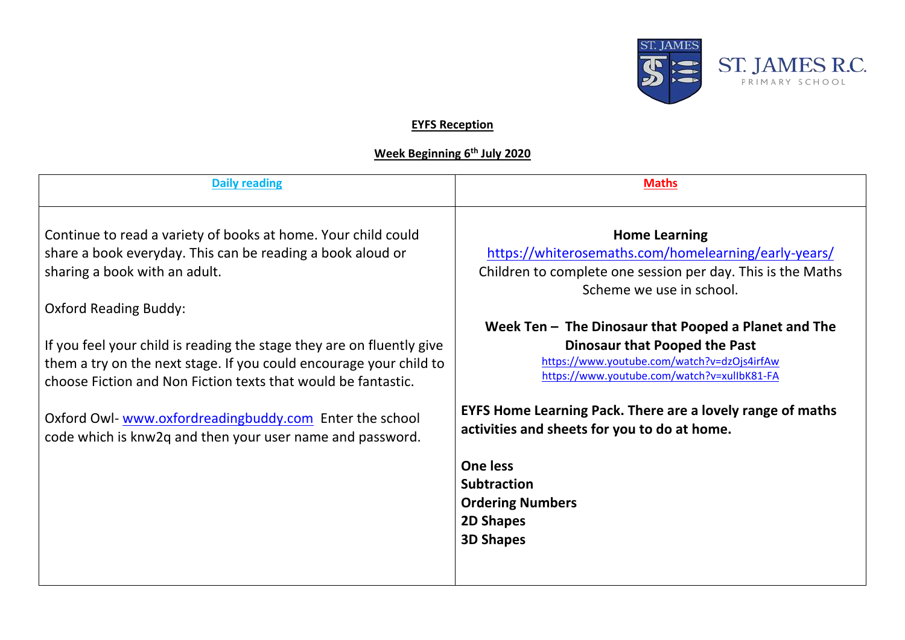ST. JAMES R.C. PRIMARY SCHOOL

**EYFS Reception**

**Week Beginning 6th July 2020**

| **Daily reading** | **Maths** |
|---|---|
| Continue to read a variety of books at home. Your child could share a book everyday. This can be reading a book aloud or sharing a book with an adult.<br><br>Oxford Reading Buddy:<br><br>If you feel your child is reading the stage they are on fluently give them a try on the next stage. If you could encourage your child to choose Fiction and Non Fiction texts that would be fantastic.<br><br>Oxford Owl- www.oxfordreadingbuddy.com Enter the school code which is knw2q and then your user name and password. | **Home Learning**<br>https://whiterosemaths.com/homelearning/early-years/<br>Children to complete one session per day. This is the Maths Scheme we use in school.<br><br>**Week Ten – The Dinosaur that Pooped a Planet and The Dinosaur that Pooped the Past**<br>https://www.youtube.com/watch?v=dzOjs4irfAw<br>https://www.youtube.com/watch?v=xulIbK81-FA<br><br>**EYFS Home Learning Pack. There are a lovely range of maths activities and sheets for you to do at home.**<br><br>**One less**<br>**Subtraction**<br>**Ordering Numbers**<br>**2D Shapes**<br>**3D Shapes** |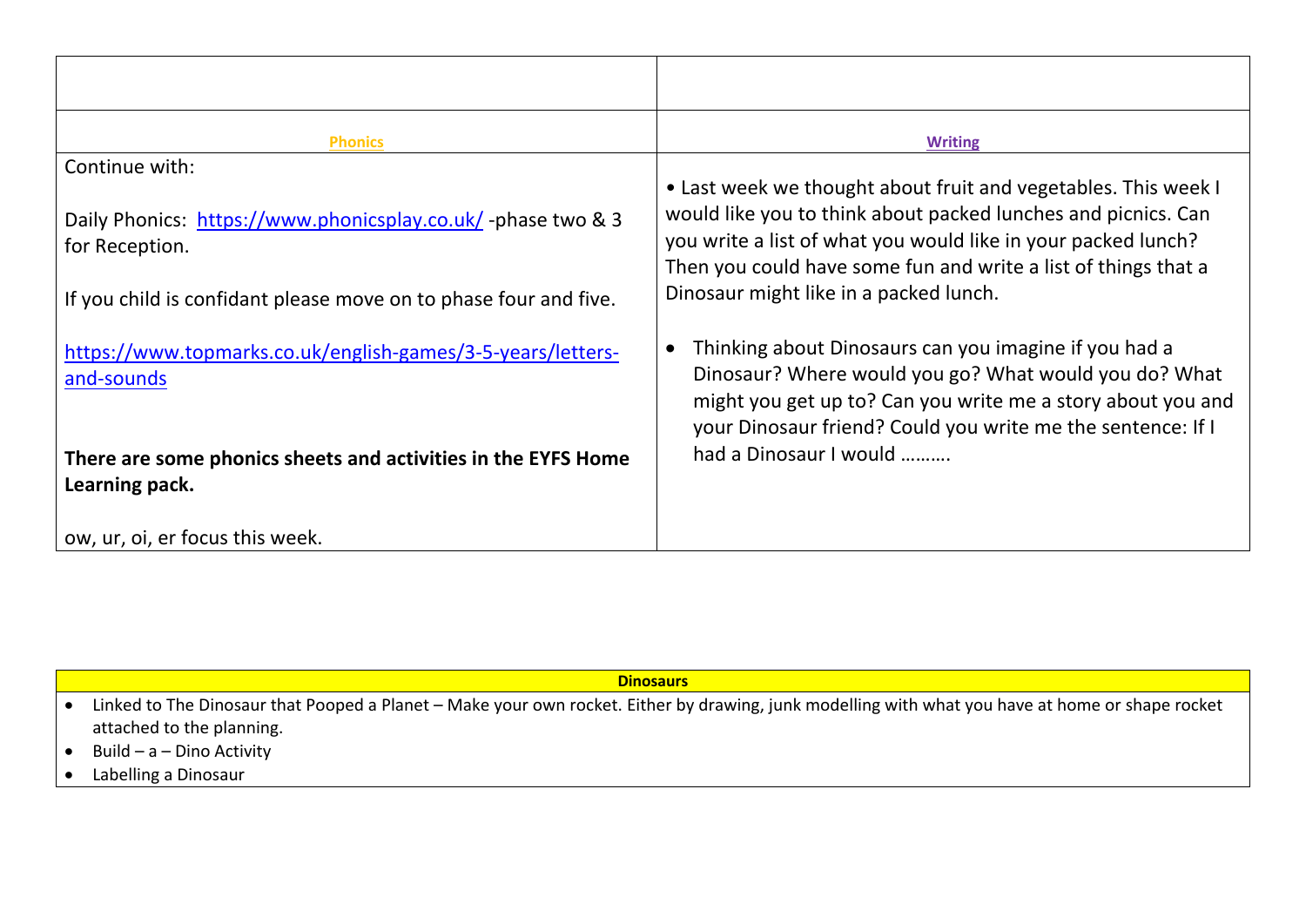| | |
|---|---|
| **Phonics** | **Writing** |
| Continue with:<br><br>Daily Phonics: https://www.phonicsplay.co.uk/ -phase two & 3 for Reception.<br><br>If you child is confidant please move on to phase four and five.<br><br>https://www.topmarks.co.uk/english-games/3-5-years/letters-and-sounds<br><br>**There are some phonics sheets and activities in the EYFS Home Learning pack.**<br><br>ow, ur, oi, er focus this week. | • Last week we thought about fruit and vegetables. This week I would like you to think about packed lunches and picnics. Can you write a list of what you would like in your packed lunch? Then you could have some fun and write a list of things that a Dinosaur might like in a packed lunch.<br><br>• Thinking about Dinosaurs can you imagine if you had a Dinosaur? Where would you go? What would you do? What might you get up to? Can you write me a story about you and your Dinosaur friend? Could you write me the sentence: If I had a Dinosaur I would ………. |

**Dinosaurs**

- Linked to The Dinosaur that Pooped a Planet – Make your own rocket. Either by drawing, junk modelling with what you have at home or shape rocket attached to the planning.
- Build – a – Dino Activity
- Labelling a Dinosaur